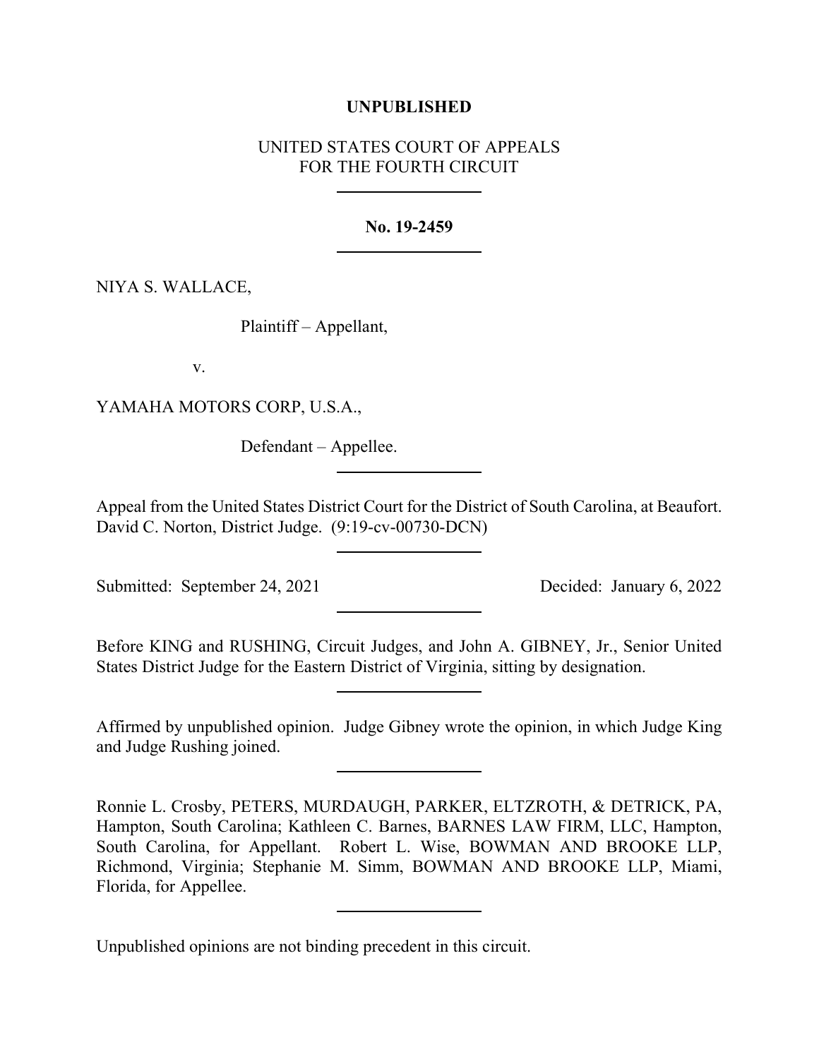**UNPUBLISHED**

UNITED STATES COURT OF APPEALS
FOR THE FOURTH CIRCUIT

---

**No. 19-2459**

---

NIYA S. WALLACE,

Plaintiff – Appellant,

v.

YAMAHA MOTORS CORP, U.S.A.,

Defendant – Appellee.

---

Appeal from the United States District Court for the District of South Carolina, at Beaufort. David C. Norton, District Judge. (9:19-cv-00730-DCN)

---

Submitted: September 24, 2021 Decided: January 6, 2022

---

Before KING and RUSHING, Circuit Judges, and John A. GIBNEY, Jr., Senior United States District Judge for the Eastern District of Virginia, sitting by designation.

---

Affirmed by unpublished opinion. Judge Gibney wrote the opinion, in which Judge King and Judge Rushing joined.

---

Ronnie L. Crosby, PETERS, MURDAUGH, PARKER, ELTZROTH, & DETRICK, PA, Hampton, South Carolina; Kathleen C. Barnes, BARNES LAW FIRM, LLC, Hampton, South Carolina, for Appellant. Robert L. Wise, BOWMAN AND BROOKE LLP, Richmond, Virginia; Stephanie M. Simm, BOWMAN AND BROOKE LLP, Miami, Florida, for Appellee.

---

Unpublished opinions are not binding precedent in this circuit.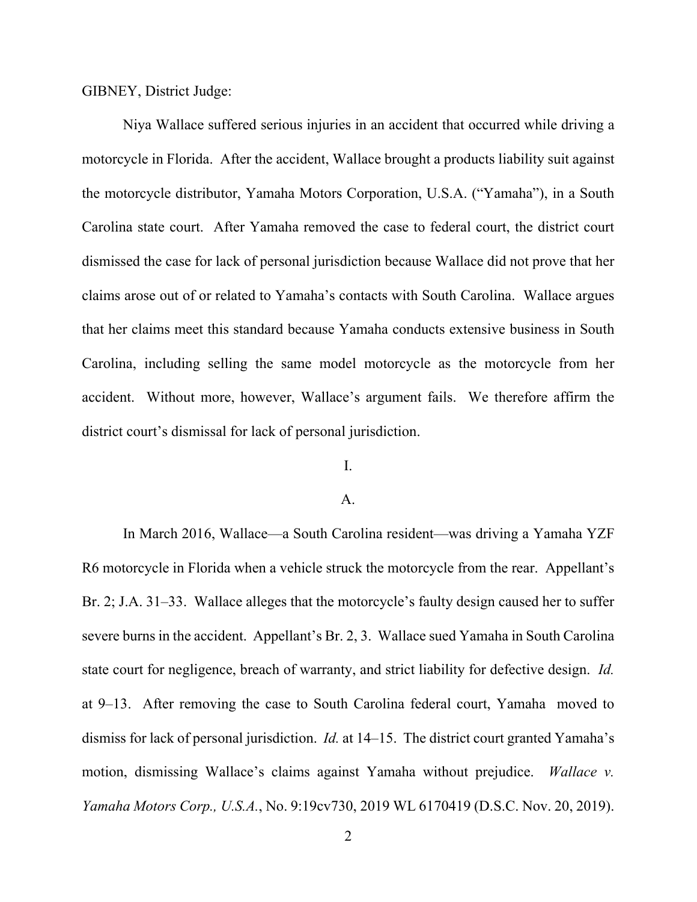GIBNEY, District Judge:

Niya Wallace suffered serious injuries in an accident that occurred while driving a motorcycle in Florida. After the accident, Wallace brought a products liability suit against the motorcycle distributor, Yamaha Motors Corporation, U.S.A. ("Yamaha"), in a South Carolina state court. After Yamaha removed the case to federal court, the district court dismissed the case for lack of personal jurisdiction because Wallace did not prove that her claims arose out of or related to Yamaha's contacts with South Carolina. Wallace argues that her claims meet this standard because Yamaha conducts extensive business in South Carolina, including selling the same model motorcycle as the motorcycle from her accident. Without more, however, Wallace's argument fails. We therefore affirm the district court's dismissal for lack of personal jurisdiction.

# I.

## A.

In March 2016, Wallace—a South Carolina resident—was driving a Yamaha YZF R6 motorcycle in Florida when a vehicle struck the motorcycle from the rear. Appellant's Br. 2; J.A. 31–33. Wallace alleges that the motorcycle's faulty design caused her to suffer severe burns in the accident. Appellant's Br. 2, 3. Wallace sued Yamaha in South Carolina state court for negligence, breach of warranty, and strict liability for defective design. *Id.* at 9–13. After removing the case to South Carolina federal court, Yamaha moved to dismiss for lack of personal jurisdiction. *Id.* at 14–15. The district court granted Yamaha's motion, dismissing Wallace's claims against Yamaha without prejudice. *Wallace v. Yamaha Motors Corp., U.S.A.*, No. 9:19cv730, 2019 WL 6170419 (D.S.C. Nov. 20, 2019).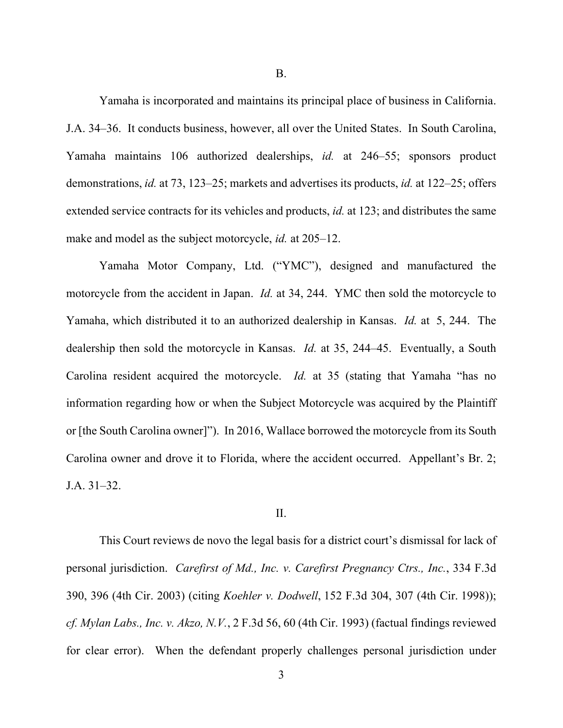B.

Yamaha is incorporated and maintains its principal place of business in California. J.A. 34–36. It conducts business, however, all over the United States. In South Carolina, Yamaha maintains 106 authorized dealerships, *id.* at 246–55; sponsors product demonstrations, *id.* at 73, 123–25; markets and advertises its products, *id.* at 122–25; offers extended service contracts for its vehicles and products, *id.* at 123; and distributes the same make and model as the subject motorcycle, *id.* at 205–12.

Yamaha Motor Company, Ltd. ("YMC"), designed and manufactured the motorcycle from the accident in Japan. *Id.* at 34, 244. YMC then sold the motorcycle to Yamaha, which distributed it to an authorized dealership in Kansas. *Id.* at 5, 244. The dealership then sold the motorcycle in Kansas. *Id.* at 35, 244–45. Eventually, a South Carolina resident acquired the motorcycle. *Id.* at 35 (stating that Yamaha "has no information regarding how or when the Subject Motorcycle was acquired by the Plaintiff or [the South Carolina owner]"). In 2016, Wallace borrowed the motorcycle from its South Carolina owner and drove it to Florida, where the accident occurred. Appellant's Br. 2; J.A. 31–32.

II.

This Court reviews de novo the legal basis for a district court's dismissal for lack of personal jurisdiction. *Carefirst of Md., Inc. v. Carefirst Pregnancy Ctrs., Inc.*, 334 F.3d 390, 396 (4th Cir. 2003) (citing *Koehler v. Dodwell*, 152 F.3d 304, 307 (4th Cir. 1998)); *cf. Mylan Labs., Inc. v. Akzo, N.V.*, 2 F.3d 56, 60 (4th Cir. 1993) (factual findings reviewed for clear error). When the defendant properly challenges personal jurisdiction under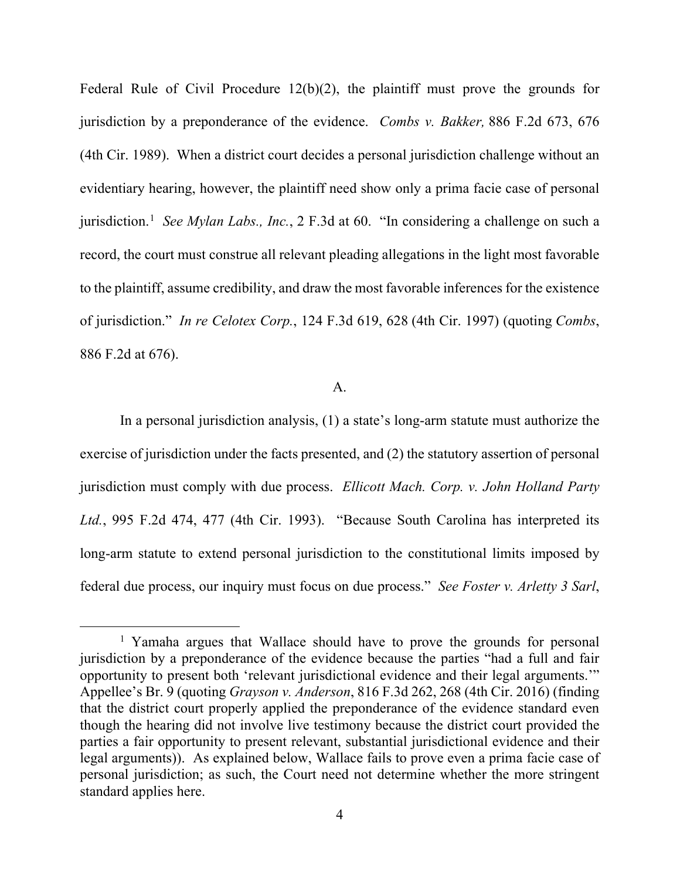Federal Rule of Civil Procedure 12(b)(2), the plaintiff must prove the grounds for jurisdiction by a preponderance of the evidence. *Combs v. Bakker,* 886 F.2d 673, 676 (4th Cir. 1989). When a district court decides a personal jurisdiction challenge without an evidentiary hearing, however, the plaintiff need show only a prima facie case of personal jurisdiction.[1] *See Mylan Labs., Inc.*, 2 F.3d at 60. "In considering a challenge on such a record, the court must construe all relevant pleading allegations in the light most favorable to the plaintiff, assume credibility, and draw the most favorable inferences for the existence of jurisdiction." *In re Celotex Corp.*, 124 F.3d 619, 628 (4th Cir. 1997) (quoting *Combs*, 886 F.2d at 676).

A.

In a personal jurisdiction analysis, (1) a state's long-arm statute must authorize the exercise of jurisdiction under the facts presented, and (2) the statutory assertion of personal jurisdiction must comply with due process. *Ellicott Mach. Corp. v. John Holland Party Ltd.*, 995 F.2d 474, 477 (4th Cir. 1993). "Because South Carolina has interpreted its long-arm statute to extend personal jurisdiction to the constitutional limits imposed by federal due process, our inquiry must focus on due process." *See Foster v. Arletty 3 Sarl*,

---

[1] Yamaha argues that Wallace should have to prove the grounds for personal jurisdiction by a preponderance of the evidence because the parties "had a full and fair opportunity to present both 'relevant jurisdictional evidence and their legal arguments.'" Appellee's Br. 9 (quoting *Grayson v. Anderson*, 816 F.3d 262, 268 (4th Cir. 2016) (finding that the district court properly applied the preponderance of the evidence standard even though the hearing did not involve live testimony because the district court provided the parties a fair opportunity to present relevant, substantial jurisdictional evidence and their legal arguments)). As explained below, Wallace fails to prove even a prima facie case of personal jurisdiction; as such, the Court need not determine whether the more stringent standard applies here.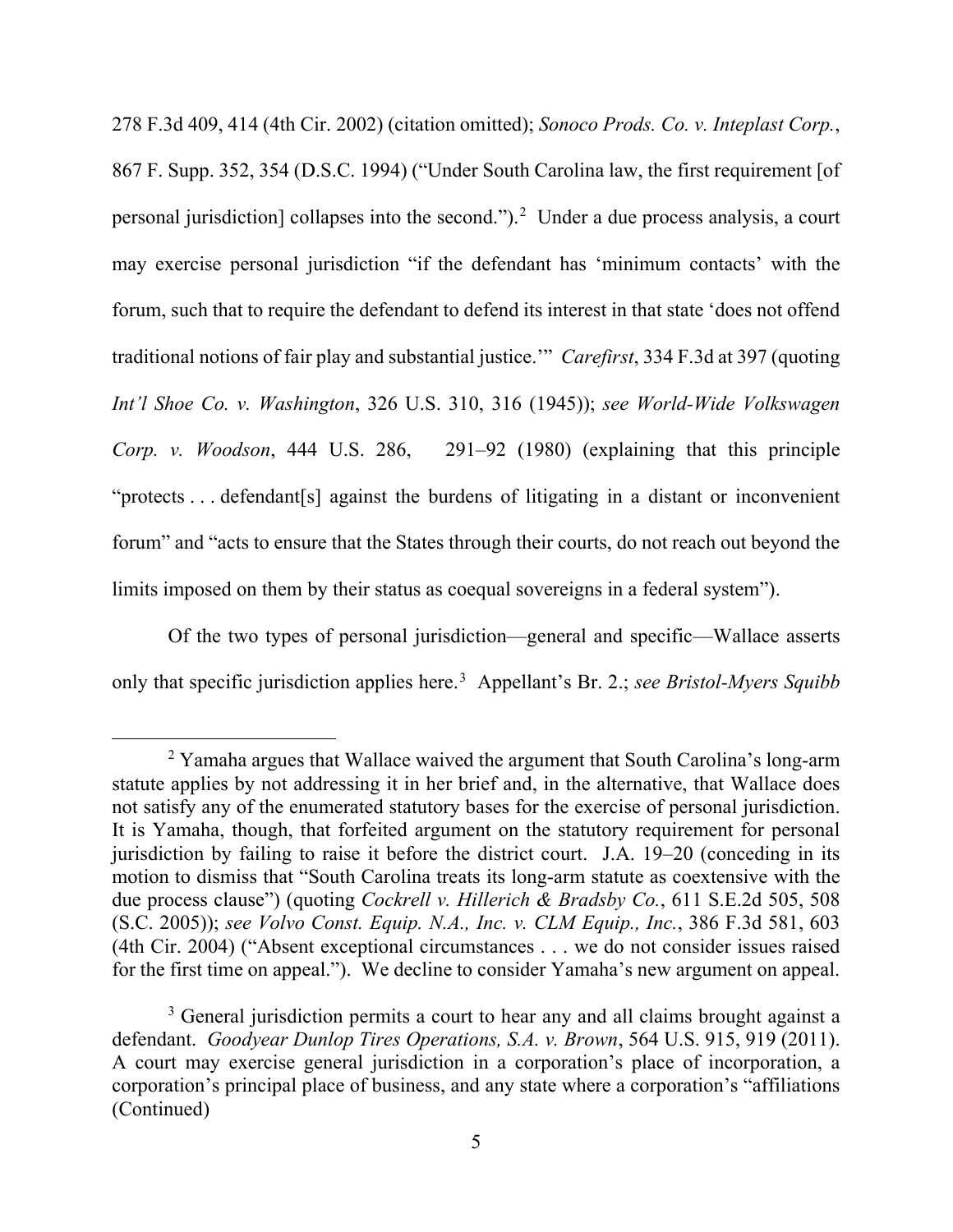278 F.3d 409, 414 (4th Cir. 2002) (citation omitted); *Sonoco Prods. Co. v. Inteplast Corp.*, 867 F. Supp. 352, 354 (D.S.C. 1994) ("Under South Carolina law, the first requirement [of personal jurisdiction] collapses into the second.").[2] Under a due process analysis, a court may exercise personal jurisdiction "if the defendant has 'minimum contacts' with the forum, such that to require the defendant to defend its interest in that state 'does not offend traditional notions of fair play and substantial justice.'" *Carefirst*, 334 F.3d at 397 (quoting *Int'l Shoe Co. v. Washington*, 326 U.S. 310, 316 (1945)); *see World-Wide Volkswagen Corp. v. Woodson*, 444 U.S. 286, 291–92 (1980) (explaining that this principle "protects . . . defendant[s] against the burdens of litigating in a distant or inconvenient forum" and "acts to ensure that the States through their courts, do not reach out beyond the limits imposed on them by their status as coequal sovereigns in a federal system").

Of the two types of personal jurisdiction—general and specific—Wallace asserts only that specific jurisdiction applies here.[3] Appellant's Br. 2.; *see Bristol-Myers Squibb*

---

[2] Yamaha argues that Wallace waived the argument that South Carolina's long-arm statute applies by not addressing it in her brief and, in the alternative, that Wallace does not satisfy any of the enumerated statutory bases for the exercise of personal jurisdiction. It is Yamaha, though, that forfeited argument on the statutory requirement for personal jurisdiction by failing to raise it before the district court. J.A. 19–20 (conceding in its motion to dismiss that "South Carolina treats its long-arm statute as coextensive with the due process clause") (quoting *Cockrell v. Hillerich & Bradsby Co.*, 611 S.E.2d 505, 508 (S.C. 2005)); *see Volvo Const. Equip. N.A., Inc. v. CLM Equip., Inc.*, 386 F.3d 581, 603 (4th Cir. 2004) ("Absent exceptional circumstances . . . we do not consider issues raised for the first time on appeal."). We decline to consider Yamaha's new argument on appeal.

[3] General jurisdiction permits a court to hear any and all claims brought against a defendant. *Goodyear Dunlop Tires Operations, S.A. v. Brown*, 564 U.S. 915, 919 (2011). A court may exercise general jurisdiction in a corporation's place of incorporation, a corporation's principal place of business, and any state where a corporation's "affiliations (Continued)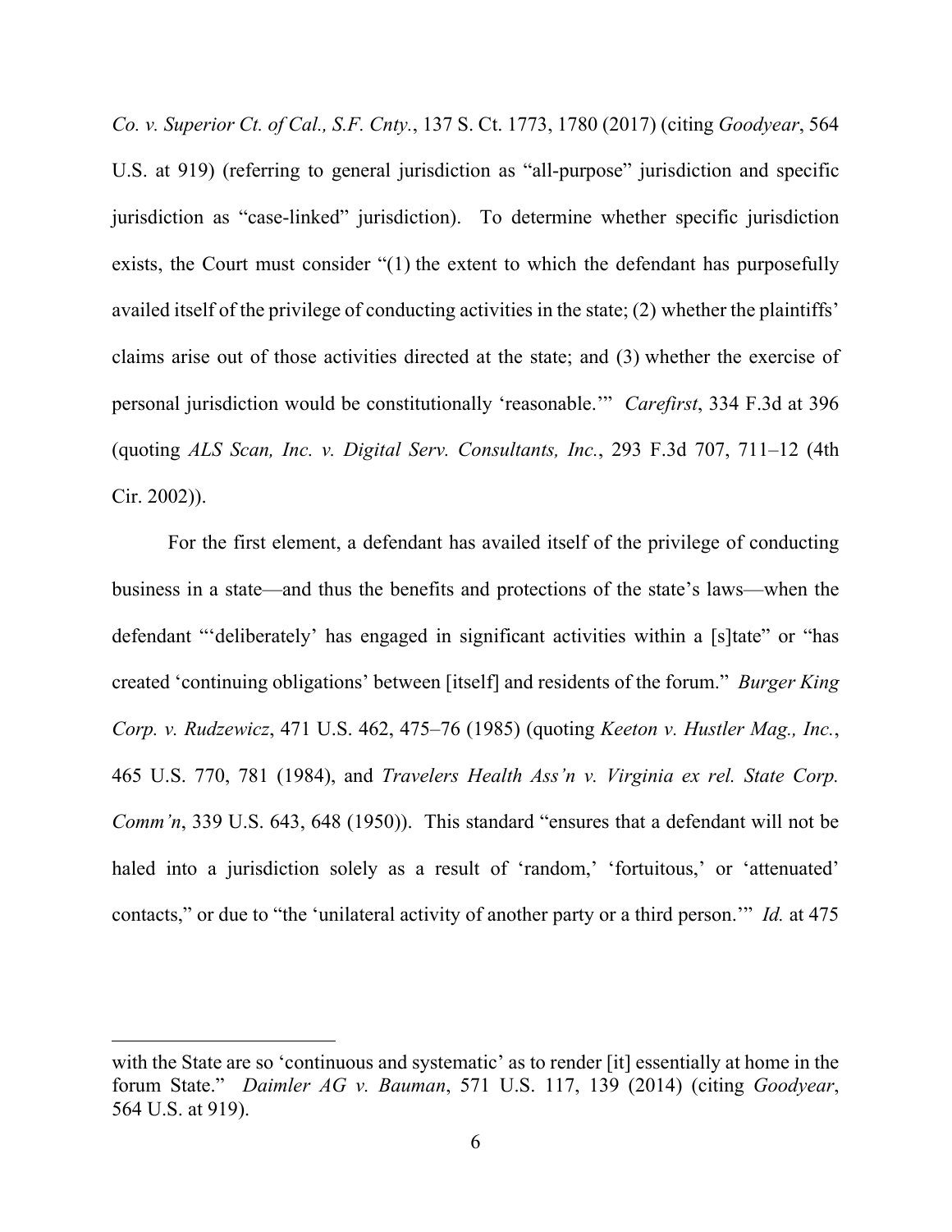*Co. v. Superior Ct. of Cal., S.F. Cnty.*, 137 S. Ct. 1773, 1780 (2017) (citing *Goodyear*, 564 U.S. at 919) (referring to general jurisdiction as "all-purpose" jurisdiction and specific jurisdiction as "case-linked" jurisdiction). To determine whether specific jurisdiction exists, the Court must consider "(1) the extent to which the defendant has purposefully availed itself of the privilege of conducting activities in the state; (2) whether the plaintiffs' claims arise out of those activities directed at the state; and (3) whether the exercise of personal jurisdiction would be constitutionally 'reasonable.'" *Carefirst*, 334 F.3d at 396 (quoting *ALS Scan, Inc. v. Digital Serv. Consultants, Inc.*, 293 F.3d 707, 711–12 (4th Cir. 2002)).

For the first element, a defendant has availed itself of the privilege of conducting business in a state—and thus the benefits and protections of the state's laws—when the defendant "'deliberately' has engaged in significant activities within a [s]tate" or "has created 'continuing obligations' between [itself] and residents of the forum." *Burger King Corp. v. Rudzewicz*, 471 U.S. 462, 475–76 (1985) (quoting *Keeton v. Hustler Mag., Inc.*, 465 U.S. 770, 781 (1984), and *Travelers Health Ass'n v. Virginia ex rel. State Corp. Comm'n*, 339 U.S. 643, 648 (1950)). This standard "ensures that a defendant will not be haled into a jurisdiction solely as a result of 'random,' 'fortuitous,' or 'attenuated' contacts," or due to "the 'unilateral activity of another party or a third person.'" *Id.* at 475

---

with the State are so 'continuous and systematic' as to render [it] essentially at home in the forum State." *Daimler AG v. Bauman*, 571 U.S. 117, 139 (2014) (citing *Goodyear*, 564 U.S. at 919).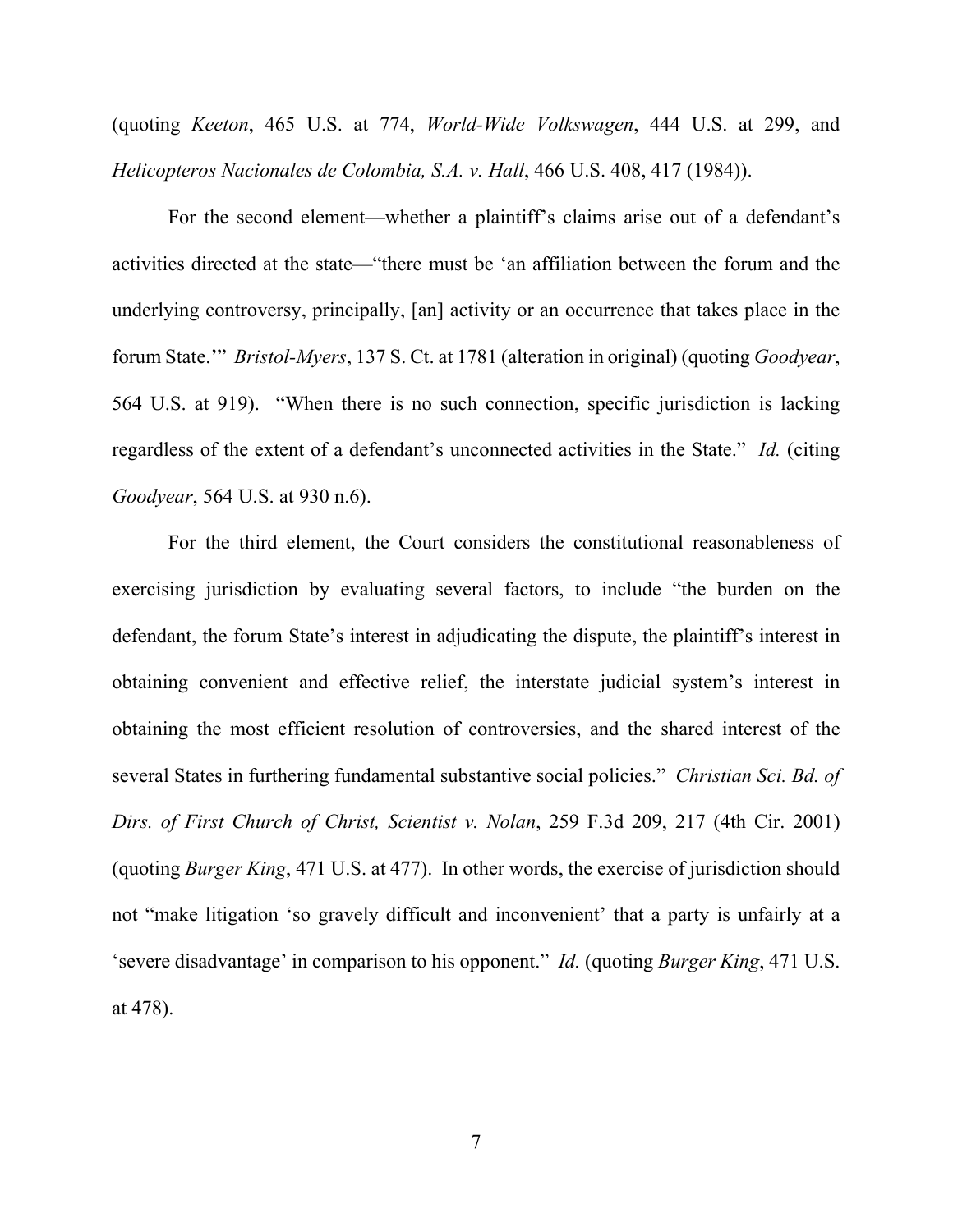(quoting *Keeton*, 465 U.S. at 774, *World-Wide Volkswagen*, 444 U.S. at 299, and *Helicopteros Nacionales de Colombia, S.A. v. Hall*, 466 U.S. 408, 417 (1984)).

For the second element—whether a plaintiff's claims arise out of a defendant's activities directed at the state—"there must be 'an affiliation between the forum and the underlying controversy, principally, [an] activity or an occurrence that takes place in the forum State.'" *Bristol-Myers*, 137 S. Ct. at 1781 (alteration in original) (quoting *Goodyear*, 564 U.S. at 919). "When there is no such connection, specific jurisdiction is lacking regardless of the extent of a defendant's unconnected activities in the State." *Id.* (citing *Goodyear*, 564 U.S. at 930 n.6).

For the third element, the Court considers the constitutional reasonableness of exercising jurisdiction by evaluating several factors, to include "the burden on the defendant, the forum State's interest in adjudicating the dispute, the plaintiff's interest in obtaining convenient and effective relief, the interstate judicial system's interest in obtaining the most efficient resolution of controversies, and the shared interest of the several States in furthering fundamental substantive social policies." *Christian Sci. Bd. of Dirs. of First Church of Christ, Scientist v. Nolan*, 259 F.3d 209, 217 (4th Cir. 2001) (quoting *Burger King*, 471 U.S. at 477). In other words, the exercise of jurisdiction should not "make litigation 'so gravely difficult and inconvenient' that a party is unfairly at a 'severe disadvantage' in comparison to his opponent." *Id.* (quoting *Burger King*, 471 U.S. at 478).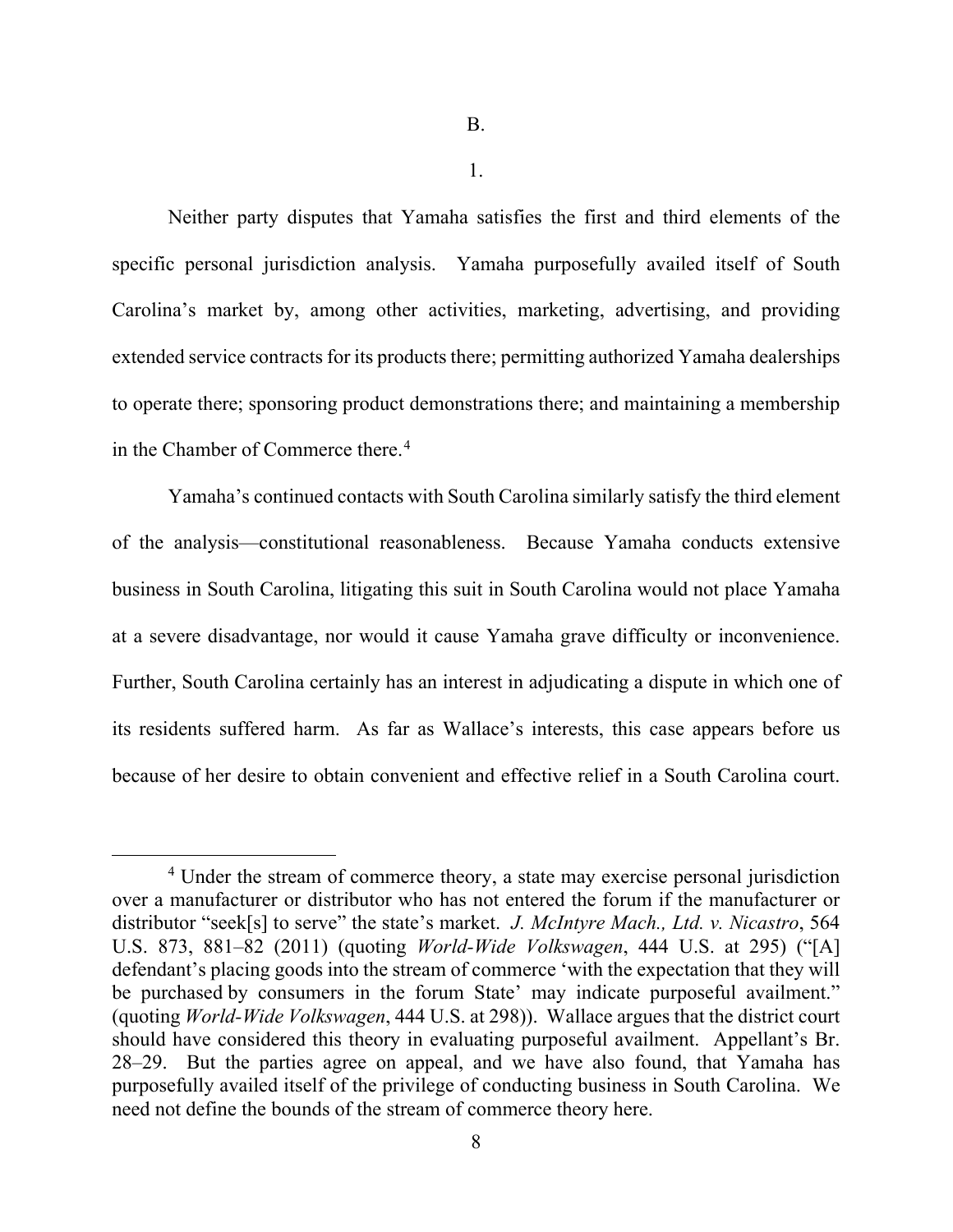B.

1.

Neither party disputes that Yamaha satisfies the first and third elements of the specific personal jurisdiction analysis. Yamaha purposefully availed itself of South Carolina's market by, among other activities, marketing, advertising, and providing extended service contracts for its products there; permitting authorized Yamaha dealerships to operate there; sponsoring product demonstrations there; and maintaining a membership in the Chamber of Commerce there.[4]

Yamaha's continued contacts with South Carolina similarly satisfy the third element of the analysis—constitutional reasonableness. Because Yamaha conducts extensive business in South Carolina, litigating this suit in South Carolina would not place Yamaha at a severe disadvantage, nor would it cause Yamaha grave difficulty or inconvenience. Further, South Carolina certainly has an interest in adjudicating a dispute in which one of its residents suffered harm. As far as Wallace's interests, this case appears before us because of her desire to obtain convenient and effective relief in a South Carolina court.

[4] Under the stream of commerce theory, a state may exercise personal jurisdiction over a manufacturer or distributor who has not entered the forum if the manufacturer or distributor "seek[s] to serve" the state's market. *J. McIntyre Mach., Ltd. v. Nicastro*, 564 U.S. 873, 881–82 (2011) (quoting *World-Wide Volkswagen*, 444 U.S. at 295) ("[A] defendant's placing goods into the stream of commerce 'with the expectation that they will be purchased by consumers in the forum State' may indicate purposeful availment." (quoting *World-Wide Volkswagen*, 444 U.S. at 298)). Wallace argues that the district court should have considered this theory in evaluating purposeful availment. Appellant's Br. 28–29. But the parties agree on appeal, and we have also found, that Yamaha has purposefully availed itself of the privilege of conducting business in South Carolina. We need not define the bounds of the stream of commerce theory here.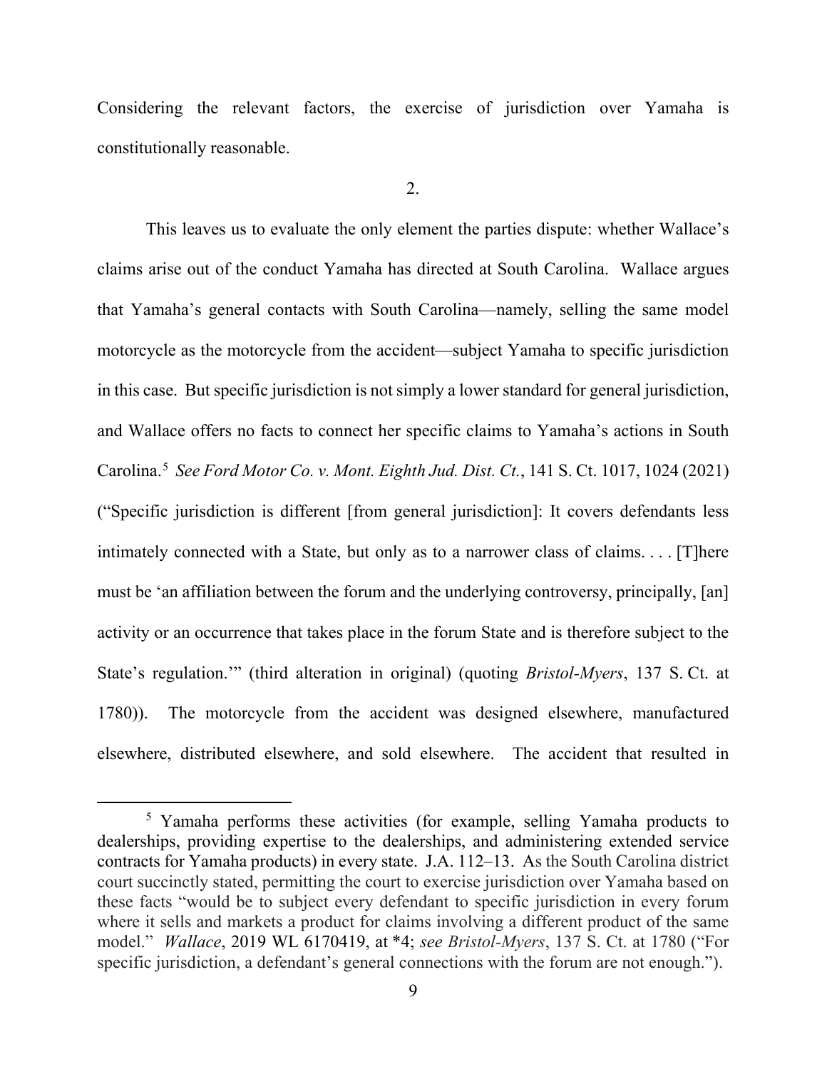Considering the relevant factors, the exercise of jurisdiction over Yamaha is constitutionally reasonable.

2.

This leaves us to evaluate the only element the parties dispute: whether Wallace's claims arise out of the conduct Yamaha has directed at South Carolina. Wallace argues that Yamaha's general contacts with South Carolina—namely, selling the same model motorcycle as the motorcycle from the accident—subject Yamaha to specific jurisdiction in this case. But specific jurisdiction is not simply a lower standard for general jurisdiction, and Wallace offers no facts to connect her specific claims to Yamaha's actions in South Carolina.[5] *See Ford Motor Co. v. Mont. Eighth Jud. Dist. Ct.*, 141 S. Ct. 1017, 1024 (2021) ("Specific jurisdiction is different [from general jurisdiction]: It covers defendants less intimately connected with a State, but only as to a narrower class of claims. . . . [T]here must be 'an affiliation between the forum and the underlying controversy, principally, [an] activity or an occurrence that takes place in the forum State and is therefore subject to the State's regulation.'" (third alteration in original) (quoting *Bristol-Myers*, 137 S. Ct. at 1780)). The motorcycle from the accident was designed elsewhere, manufactured elsewhere, distributed elsewhere, and sold elsewhere. The accident that resulted in

---

[5] Yamaha performs these activities (for example, selling Yamaha products to dealerships, providing expertise to the dealerships, and administering extended service contracts for Yamaha products) in every state. J.A. 112–13. As the South Carolina district court succinctly stated, permitting the court to exercise jurisdiction over Yamaha based on these facts "would be to subject every defendant to specific jurisdiction in every forum where it sells and markets a product for claims involving a different product of the same model." *Wallace*, 2019 WL 6170419, at *4; *see Bristol-Myers*, 137 S. Ct. at 1780 ("For specific jurisdiction, a defendant's general connections with the forum are not enough.").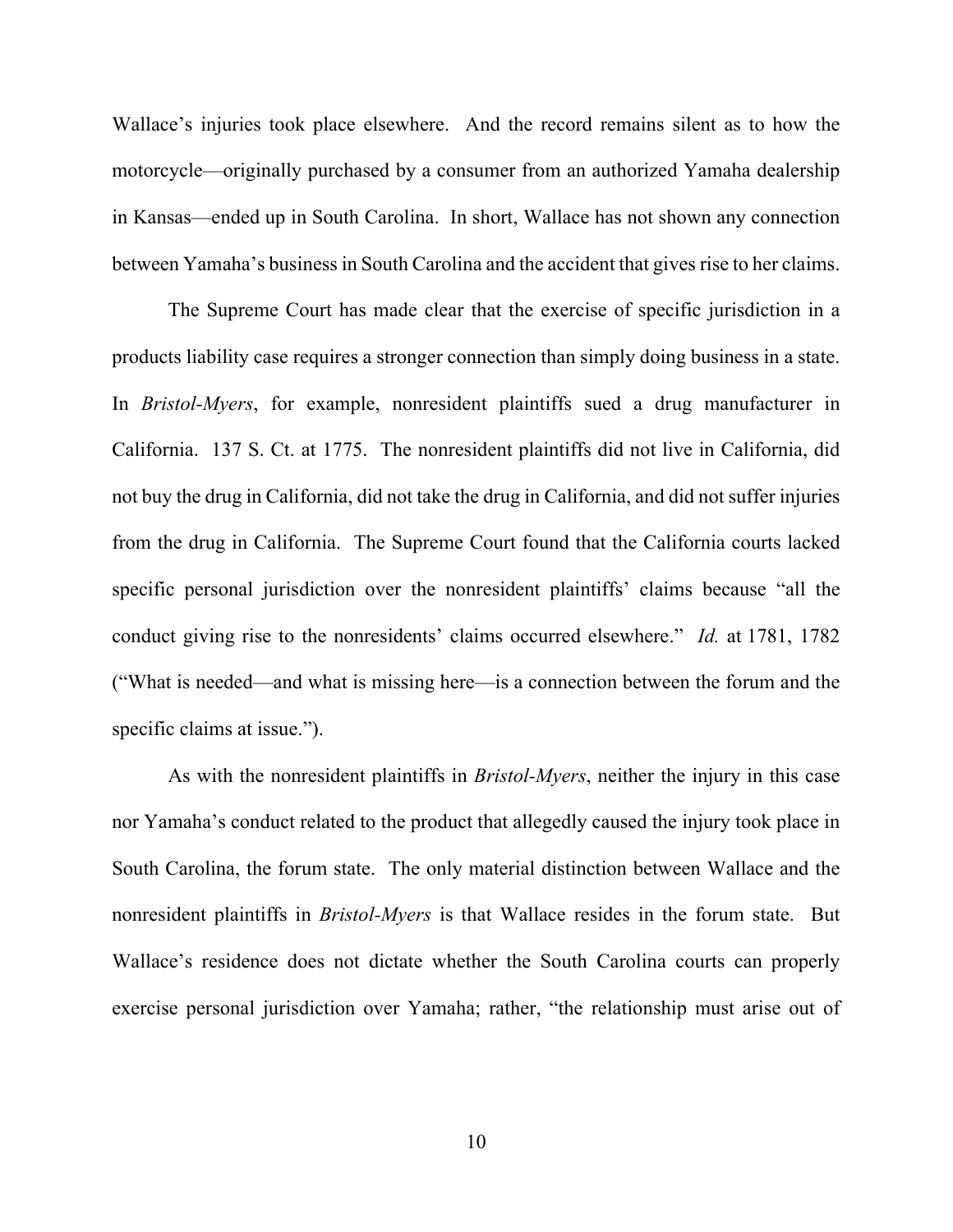Wallace's injuries took place elsewhere. And the record remains silent as to how the motorcycle—originally purchased by a consumer from an authorized Yamaha dealership in Kansas—ended up in South Carolina. In short, Wallace has not shown any connection between Yamaha's business in South Carolina and the accident that gives rise to her claims.

The Supreme Court has made clear that the exercise of specific jurisdiction in a products liability case requires a stronger connection than simply doing business in a state. In *Bristol-Myers*, for example, nonresident plaintiffs sued a drug manufacturer in California. 137 S. Ct. at 1775. The nonresident plaintiffs did not live in California, did not buy the drug in California, did not take the drug in California, and did not suffer injuries from the drug in California. The Supreme Court found that the California courts lacked specific personal jurisdiction over the nonresident plaintiffs' claims because "all the conduct giving rise to the nonresidents' claims occurred elsewhere." *Id.* at 1781, 1782 ("What is needed—and what is missing here—is a connection between the forum and the specific claims at issue.").

As with the nonresident plaintiffs in *Bristol-Myers*, neither the injury in this case nor Yamaha's conduct related to the product that allegedly caused the injury took place in South Carolina, the forum state. The only material distinction between Wallace and the nonresident plaintiffs in *Bristol-Myers* is that Wallace resides in the forum state. But Wallace's residence does not dictate whether the South Carolina courts can properly exercise personal jurisdiction over Yamaha; rather, "the relationship must arise out of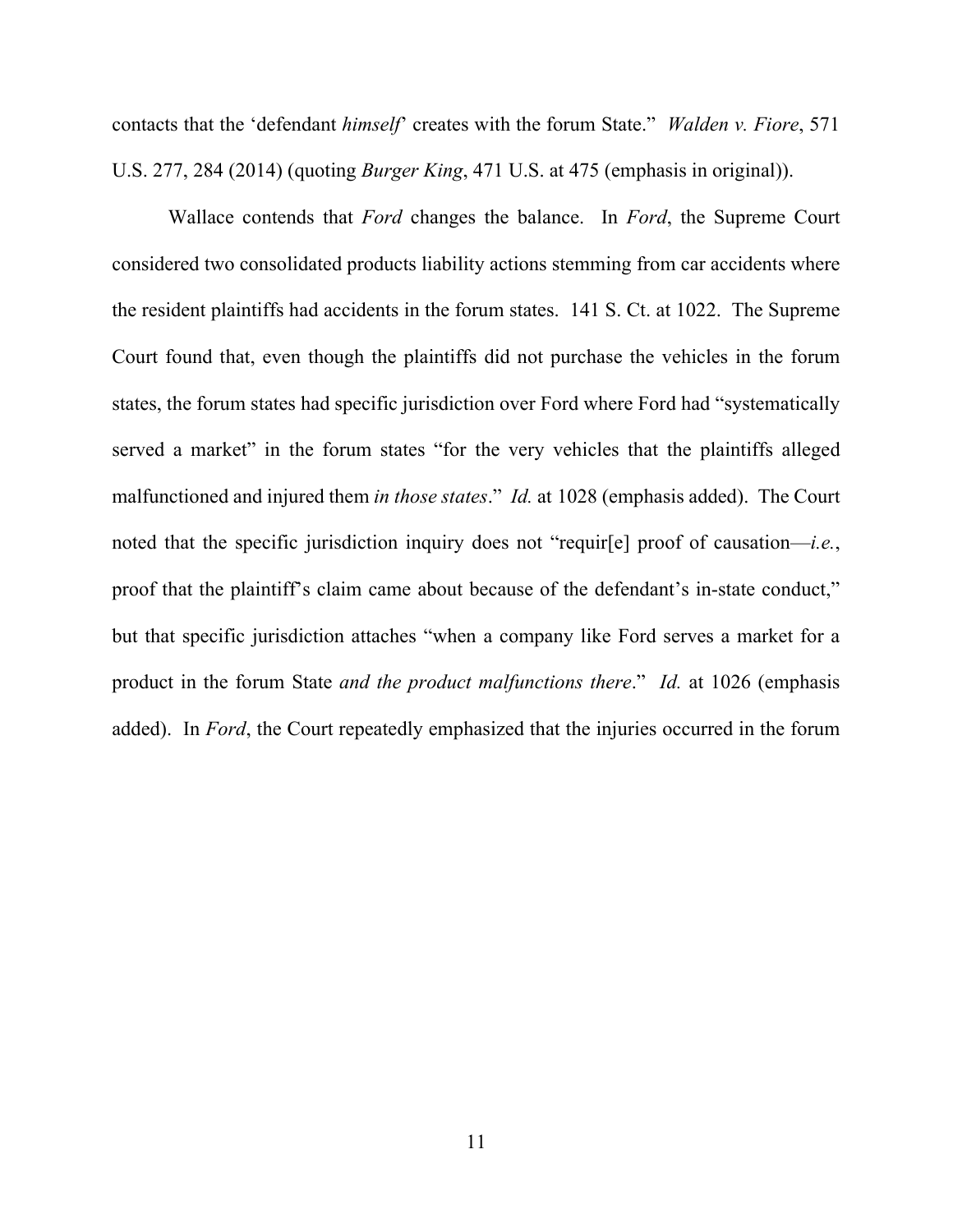contacts that the 'defendant *himself*' creates with the forum State." *Walden v. Fiore*, 571 U.S. 277, 284 (2014) (quoting *Burger King*, 471 U.S. at 475 (emphasis in original)).

Wallace contends that *Ford* changes the balance. In *Ford*, the Supreme Court considered two consolidated products liability actions stemming from car accidents where the resident plaintiffs had accidents in the forum states. 141 S. Ct. at 1022. The Supreme Court found that, even though the plaintiffs did not purchase the vehicles in the forum states, the forum states had specific jurisdiction over Ford where Ford had "systematically served a market" in the forum states "for the very vehicles that the plaintiffs alleged malfunctioned and injured them *in those states*." *Id.* at 1028 (emphasis added). The Court noted that the specific jurisdiction inquiry does not "requir[e] proof of causation—*i.e.*, proof that the plaintiff's claim came about because of the defendant's in-state conduct," but that specific jurisdiction attaches "when a company like Ford serves a market for a product in the forum State *and the product malfunctions there*." *Id.* at 1026 (emphasis added). In *Ford*, the Court repeatedly emphasized that the injuries occurred in the forum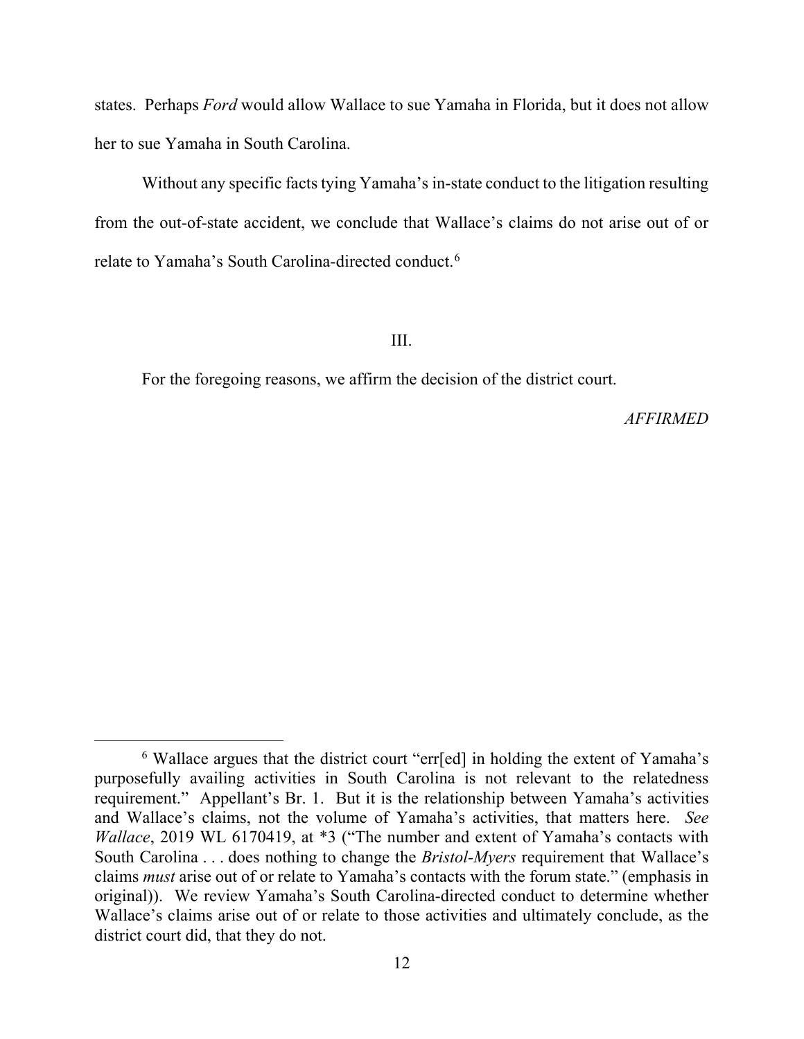states. Perhaps *Ford* would allow Wallace to sue Yamaha in Florida, but it does not allow her to sue Yamaha in South Carolina.

Without any specific facts tying Yamaha's in-state conduct to the litigation resulting from the out-of-state accident, we conclude that Wallace's claims do not arise out of or relate to Yamaha's South Carolina-directed conduct.[6]

## III.

For the foregoing reasons, we affirm the decision of the district court.

*AFFIRMED*

---

[6] Wallace argues that the district court "err[ed] in holding the extent of Yamaha's purposefully availing activities in South Carolina is not relevant to the relatedness requirement." Appellant's Br. 1. But it is the relationship between Yamaha's activities and Wallace's claims, not the volume of Yamaha's activities, that matters here. *See Wallace*, 2019 WL 6170419, at *3 ("The number and extent of Yamaha's contacts with South Carolina . . . does nothing to change the *Bristol-Myers* requirement that Wallace's claims *must* arise out of or relate to Yamaha's contacts with the forum state." (emphasis in original)). We review Yamaha's South Carolina-directed conduct to determine whether Wallace's claims arise out of or relate to those activities and ultimately conclude, as the district court did, that they do not.